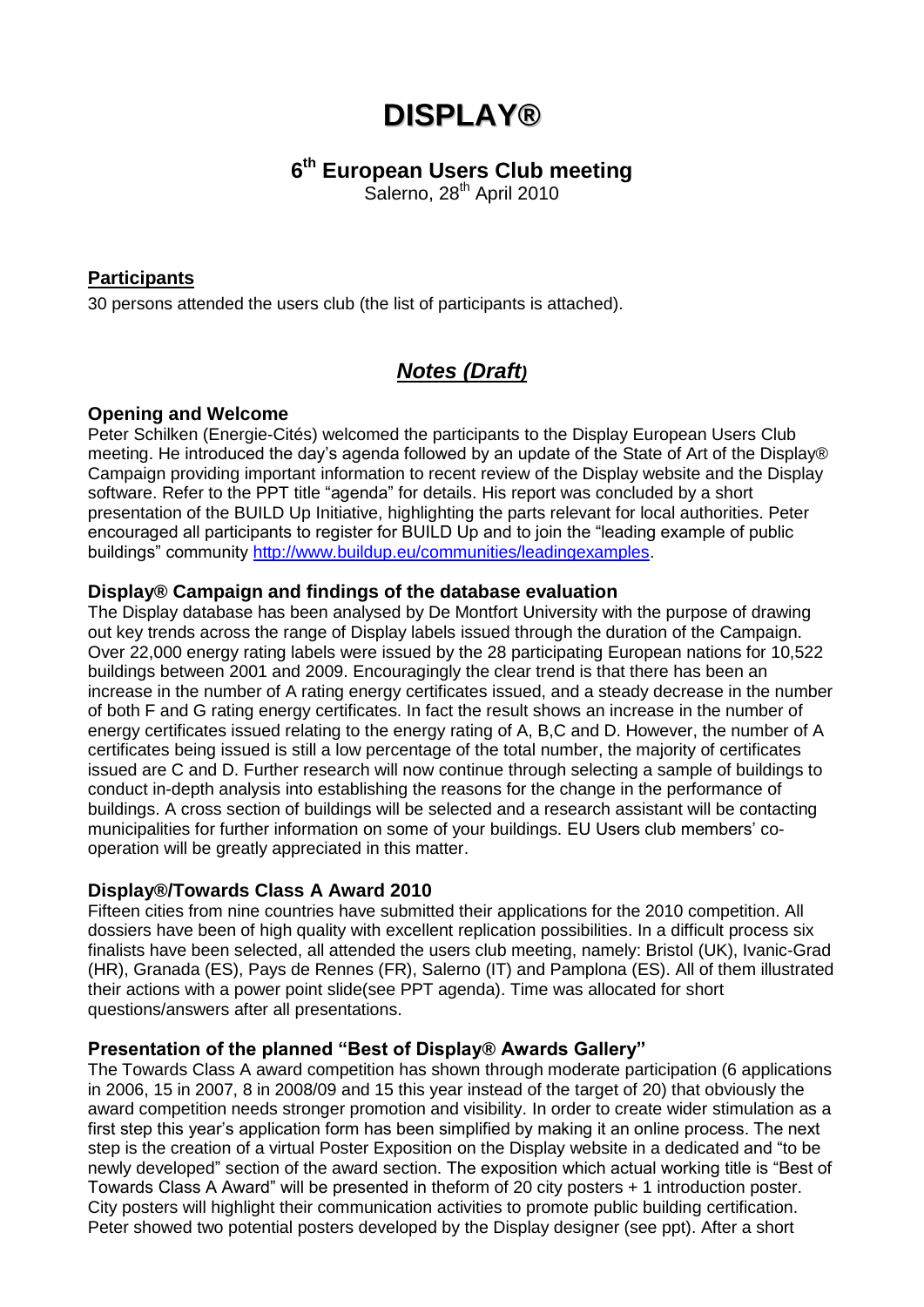# DISPLAY®

## 6th European Users Club meeting

Salerno, 28th April 2010

**Participants**

30 persons attended the users club (the list of participants is attached).

## *Notes (Draft)*

### Opening and Welcome

Peter Schilken (Energie-Cités) welcomed the participants to the Display European Users Club meeting. He introduced the day's agenda followed by an update of the State of Art of the Display® Campaign providing important information to recent review of the Display website and the Display software. Refer to the PPT title "agenda" for details. His report was concluded by a short presentation of the BUILD Up Initiative, highlighting the parts relevant for local authorities. Peter encouraged all participants to register for BUILD Up and to join the "leading example of public buildings" community http://www.buildup.eu/communities/leadingexamples.

### Display® Campaign and findings of the database evaluation

The Display database has been analysed by De Montfort University with the purpose of drawing out key trends across the range of Display labels issued through the duration of the Campaign. Over 22,000 energy rating labels were issued by the 28 participating European nations for 10,522 buildings between 2001 and 2009. Encouragingly the clear trend is that there has been an increase in the number of A rating energy certificates issued, and a steady decrease in the number of both F and G rating energy certificates. In fact the result shows an increase in the number of energy certificates issued relating to the energy rating of A, B,C and D. However, the number of A certificates being issued is still a low percentage of the total number, the majority of certificates issued are C and D. Further research will now continue through selecting a sample of buildings to conduct in-depth analysis into establishing the reasons for the change in the performance of buildings. A cross section of buildings will be selected and a research assistant will be contacting municipalities for further information on some of your buildings. EU Users club members' co-operation will be greatly appreciated in this matter.

### Display®/Towards Class A Award 2010

Fifteen cities from nine countries have submitted their applications for the 2010 competition. All dossiers have been of high quality with excellent replication possibilities. In a difficult process six finalists have been selected, all attended the users club meeting, namely: Bristol (UK), Ivanic-Grad (HR), Granada (ES), Pays de Rennes (FR), Salerno (IT) and Pamplona (ES). All of them illustrated their actions with a power point slide(see PPT agenda). Time was allocated for short questions/answers after all presentations.

### Presentation of the planned "Best of Display® Awards Gallery"

The Towards Class A award competition has shown through moderate participation (6 applications in 2006, 15 in 2007, 8 in 2008/09 and 15 this year instead of the target of 20) that obviously the award competition needs stronger promotion and visibility. In order to create wider stimulation as a first step this year's application form has been simplified by making it an online process. The next step is the creation of a virtual Poster Exposition on the Display website in a dedicated and "to be newly developed" section of the award section. The exposition which actual working title is "Best of Towards Class A Award" will be presented in theform of 20 city posters + 1 introduction poster. City posters will highlight their communication activities to promote public building certification. Peter showed two potential posters developed by the Display designer (see ppt). After a short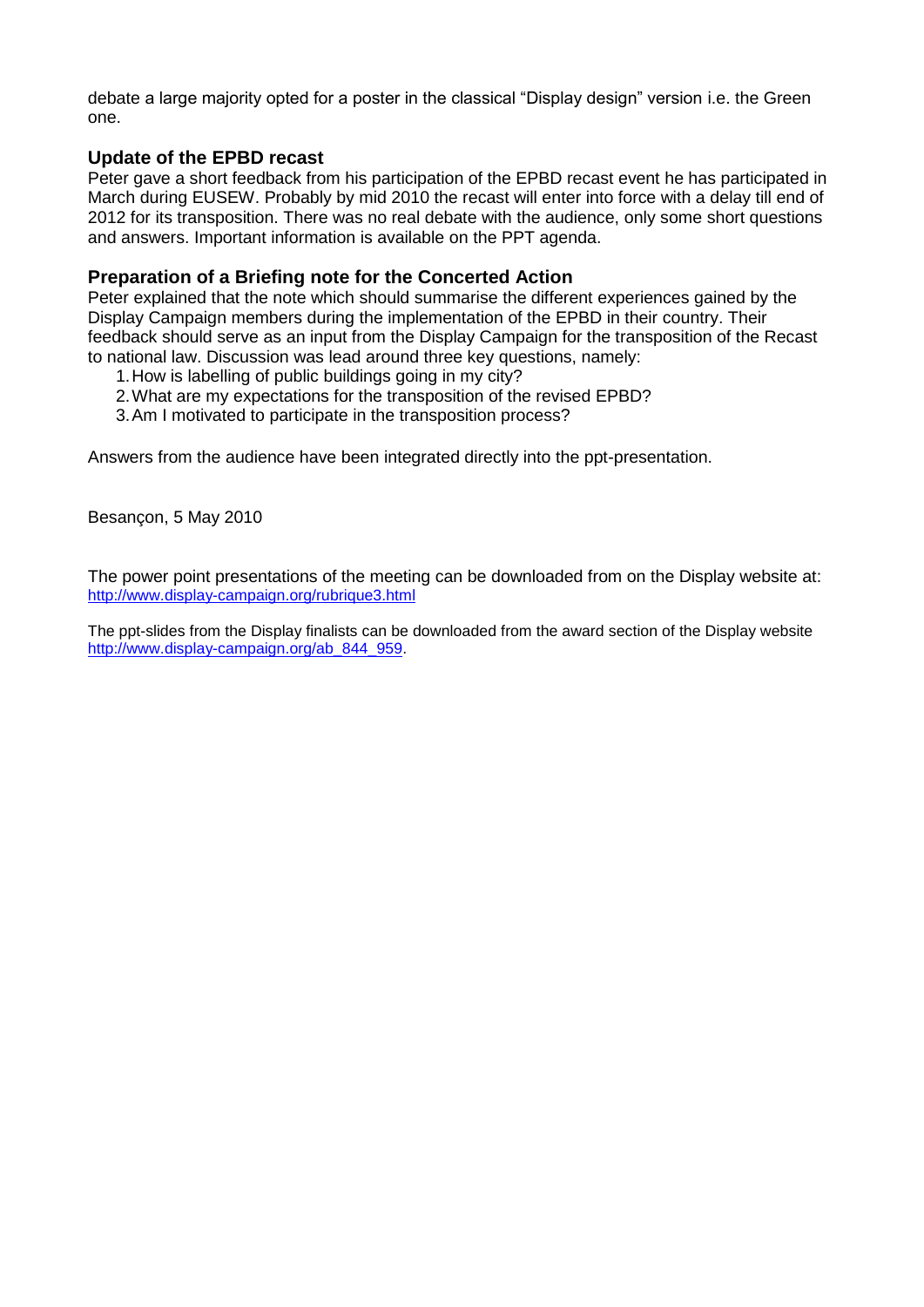debate a large majority opted for a poster in the classical “Display design” version i.e. the Green one.

## Update of the EPBD recast

Peter gave a short feedback from his participation of the EPBD recast event he has participated in March during EUSEW. Probably by mid 2010 the recast will enter into force with a delay till end of 2012 for its transposition. There was no real debate with the audience, only some short questions and answers. Important information is available on the PPT agenda.

## Preparation of a Briefing note for the Concerted Action

Peter explained that the note which should summarise the different experiences gained by the Display Campaign members during the implementation of the EPBD in their country. Their feedback should serve as an input from the Display Campaign for the transposition of the Recast to national law. Discussion was lead around three key questions, namely:

1. How is labelling of public buildings going in my city?
2. What are my expectations for the transposition of the revised EPBD?
3. Am I motivated to participate in the transposition process?

Answers from the audience have been integrated directly into the ppt-presentation.

Besançon, 5 May 2010

The power point presentations of the meeting can be downloaded from on the Display website at: http://www.display-campaign.org/rubrique3.html

The ppt-slides from the Display finalists can be downloaded from the award section of the Display website http://www.display-campaign.org/ab_844_959.